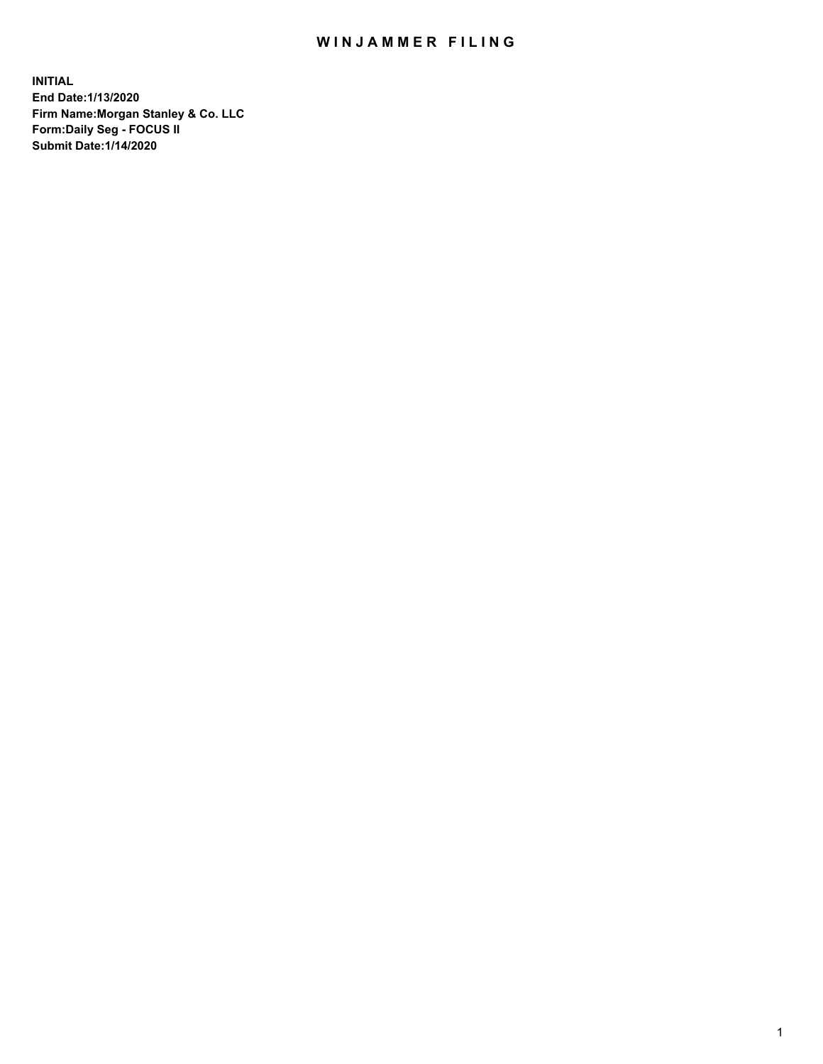# WINJAMMER FILING

**INITIAL**
**End Date:1/13/2020**
**Firm Name:Morgan Stanley & Co. LLC**
**Form:Daily Seg - FOCUS II**
**Submit Date:1/14/2020**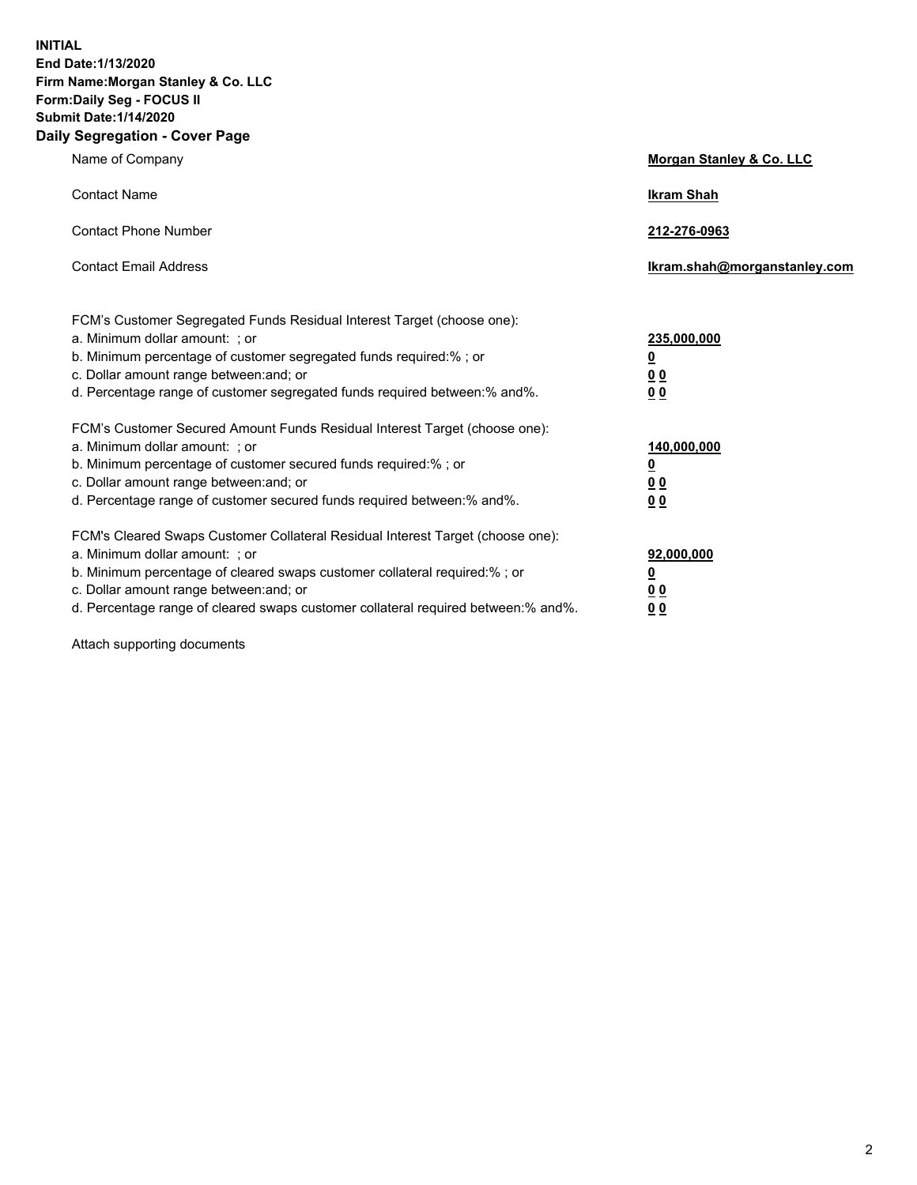**INITIAL**
**End Date:1/13/2020**
**Firm Name:Morgan Stanley & Co. LLC**
**Form:Daily Seg - FOCUS II**
**Submit Date:1/14/2020**

## Daily Segregation - Cover Page

| | |
|---|---|
| Name of Company | **Morgan Stanley & Co. LLC** |
| Contact Name | **Ikram Shah** |
| Contact Phone Number | **212-276-0963** |
| Contact Email Address | **Ikram.shah@morganstanley.com** |

| | |
|---|---|
| FCM's Customer Segregated Funds Residual Interest Target (choose one): | |
| a. Minimum dollar amount: ; or | **235,000,000** |
| b. Minimum percentage of customer segregated funds required:% ; or | **0** |
| c. Dollar amount range between:and; or | **0 0** |
| d. Percentage range of customer segregated funds required between:% and%. | **0 0** |
| FCM's Customer Secured Amount Funds Residual Interest Target (choose one): | |
| a. Minimum dollar amount: ; or | **140,000,000** |
| b. Minimum percentage of customer secured funds required:% ; or | **0** |
| c. Dollar amount range between:and; or | **0 0** |
| d. Percentage range of customer secured funds required between:% and%. | **0 0** |
| FCM's Cleared Swaps Customer Collateral Residual Interest Target (choose one): | |
| a. Minimum dollar amount: ; or | **92,000,000** |
| b. Minimum percentage of cleared swaps customer collateral required:% ; or | **0** |
| c. Dollar amount range between:and; or | **0 0** |
| d. Percentage range of cleared swaps customer collateral required between:% and%. | **0 0** |

Attach supporting documents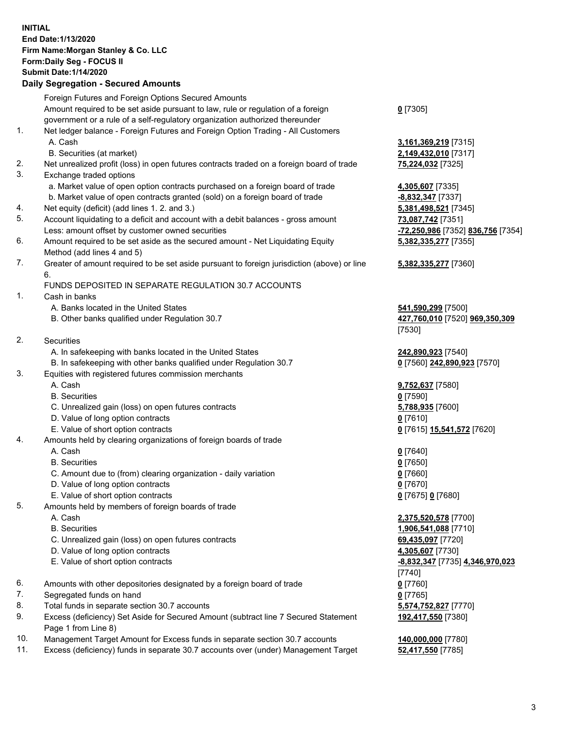**INITIAL**
**End Date:1/13/2020**
**Firm Name:Morgan Stanley & Co. LLC**
**Form:Daily Seg - FOCUS II**
**Submit Date:1/14/2020**
**Daily Segregation - Secured Amounts**

| | | |
|---|---|---|
| | Foreign Futures and Foreign Options Secured Amounts | |
| | Amount required to be set aside pursuant to law, rule or regulation of a foreign government or a rule of a self-regulatory organization authorized thereunder | **0** [7305] |
| 1. | Net ledger balance - Foreign Futures and Foreign Option Trading - All Customers | |
| | A. Cash | **3,161,369,219** [7315] |
| | B. Securities (at market) | **2,149,432,010** [7317] |
| 2. | Net unrealized profit (loss) in open futures contracts traded on a foreign board of trade | **75,224,032** [7325] |
| 3. | Exchange traded options | |
| | a. Market value of open option contracts purchased on a foreign board of trade | **4,305,607** [7335] |
| | b. Market value of open contracts granted (sold) on a foreign board of trade | **-8,832,347** [7337] |
| 4. | Net equity (deficit) (add lines 1. 2. and 3.) | **5,381,498,521** [7345] |
| 5. | Account liquidating to a deficit and account with a debit balances - gross amount | **73,087,742** [7351] |
| | Less: amount offset by customer owned securities | **-72,250,986** [7352] **836,756** [7354] |
| 6. | Amount required to be set aside as the secured amount - Net Liquidating Equity Method (add lines 4 and 5) | **5,382,335,277** [7355] |
| 7. | Greater of amount required to be set aside pursuant to foreign jurisdiction (above) or line 6. | **5,382,335,277** [7360] |
| | FUNDS DEPOSITED IN SEPARATE REGULATION 30.7 ACCOUNTS | |
| 1. | Cash in banks | |
| | A. Banks located in the United States | **541,590,299** [7500] |
| | B. Other banks qualified under Regulation 30.7 | **427,760,010** [7520] **969,350,309** [7530] |
| 2. | Securities | |
| | A. In safekeeping with banks located in the United States | **242,890,923** [7540] |
| | B. In safekeeping with other banks qualified under Regulation 30.7 | **0** [7560] **242,890,923** [7570] |
| 3. | Equities with registered futures commission merchants | |
| | A. Cash | **9,752,637** [7580] |
| | B. Securities | **0** [7590] |
| | C. Unrealized gain (loss) on open futures contracts | **5,788,935** [7600] |
| | D. Value of long option contracts | **0** [7610] |
| | E. Value of short option contracts | **0** [7615] **15,541,572** [7620] |
| 4. | Amounts held by clearing organizations of foreign boards of trade | |
| | A. Cash | **0** [7640] |
| | B. Securities | **0** [7650] |
| | C. Amount due to (from) clearing organization - daily variation | **0** [7660] |
| | D. Value of long option contracts | **0** [7670] |
| | E. Value of short option contracts | **0** [7675] **0** [7680] |
| 5. | Amounts held by members of foreign boards of trade | |
| | A. Cash | **2,375,520,578** [7700] |
| | B. Securities | **1,906,541,088** [7710] |
| | C. Unrealized gain (loss) on open futures contracts | **69,435,097** [7720] |
| | D. Value of long option contracts | **4,305,607** [7730] |
| | E. Value of short option contracts | **-8,832,347** [7735] **4,346,970,023** [7740] |
| 6. | Amounts with other depositories designated by a foreign board of trade | **0** [7760] |
| 7. | Segregated funds on hand | **0** [7765] |
| 8. | Total funds in separate section 30.7 accounts | **5,574,752,827** [7770] |
| 9. | Excess (deficiency) Set Aside for Secured Amount (subtract line 7 Secured Statement Page 1 from Line 8) | **192,417,550** [7380] |
| 10. | Management Target Amount for Excess funds in separate section 30.7 accounts | **140,000,000** [7780] |
| 11. | Excess (deficiency) funds in separate 30.7 accounts over (under) Management Target | **52,417,550** [7785] |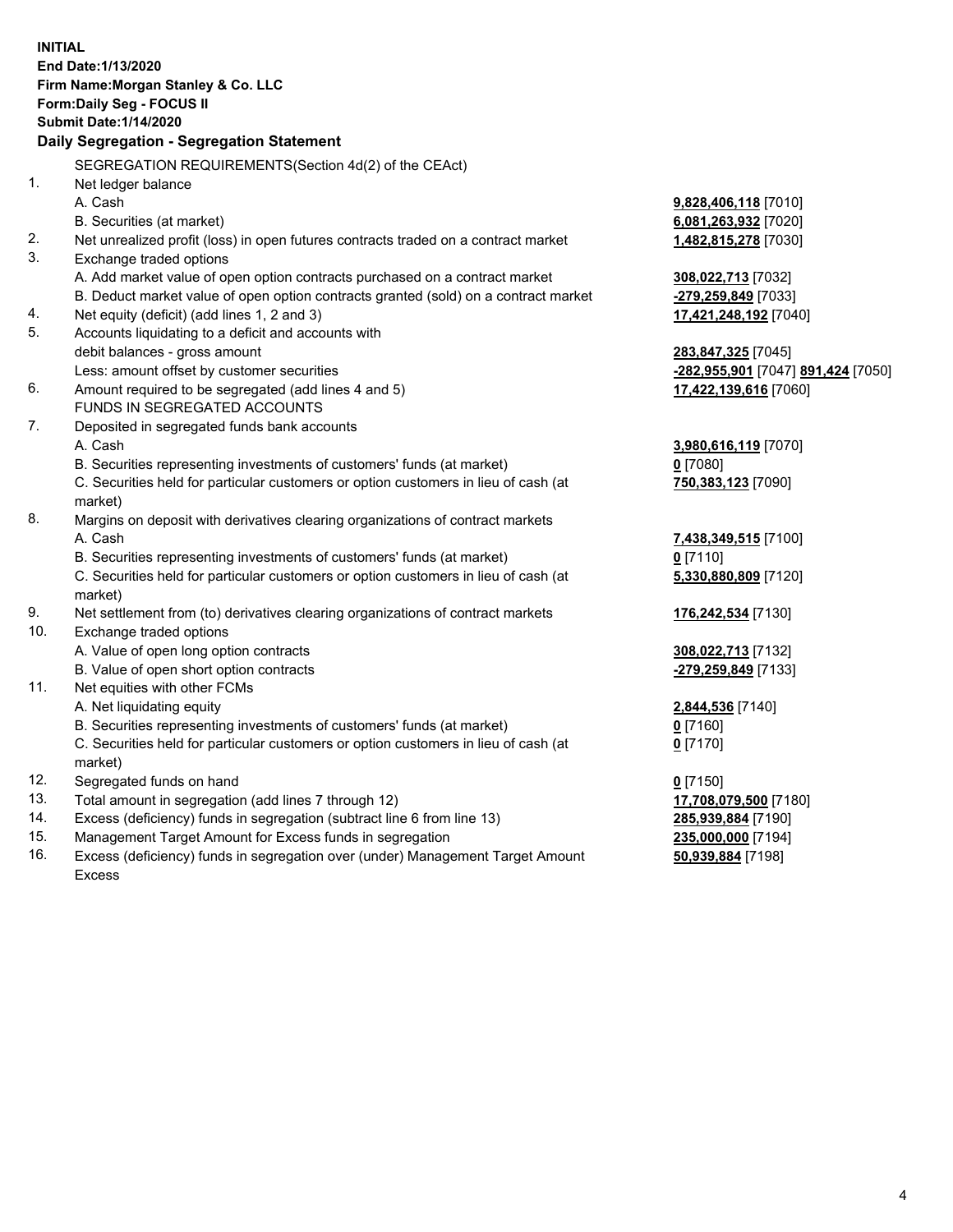**INITIAL**
**End Date:1/13/2020**
**Firm Name:Morgan Stanley & Co. LLC**
**Form:Daily Seg - FOCUS II**
**Submit Date:1/14/2020**

## Daily Segregation - Segregation Statement

SEGREGATION REQUIREMENTS(Section 4d(2) of the CEAct)

| | | |
|---|---|---|
| 1. | Net ledger balance | |
| | A. Cash | **9,828,406,118** [7010] |
| | B. Securities (at market) | **6,081,263,932** [7020] |
| 2. | Net unrealized profit (loss) in open futures contracts traded on a contract market | **1,482,815,278** [7030] |
| 3. | Exchange traded options | |
| | A. Add market value of open option contracts purchased on a contract market | **308,022,713** [7032] |
| | B. Deduct market value of open option contracts granted (sold) on a contract market | **-279,259,849** [7033] |
| 4. | Net equity (deficit) (add lines 1, 2 and 3) | **17,421,248,192** [7040] |
| 5. | Accounts liquidating to a deficit and accounts with debit balances - gross amount | **283,847,325** [7045] |
| | Less: amount offset by customer securities | **-282,955,901** [7047] **891,424** [7050] |
| 6. | Amount required to be segregated (add lines 4 and 5) | **17,422,139,616** [7060] |
| | FUNDS IN SEGREGATED ACCOUNTS | |
| 7. | Deposited in segregated funds bank accounts | |
| | A. Cash | **3,980,616,119** [7070] |
| | B. Securities representing investments of customers' funds (at market) | **0** [7080] |
| | C. Securities held for particular customers or option customers in lieu of cash (at market) | **750,383,123** [7090] |
| 8. | Margins on deposit with derivatives clearing organizations of contract markets | |
| | A. Cash | **7,438,349,515** [7100] |
| | B. Securities representing investments of customers' funds (at market) | **0** [7110] |
| | C. Securities held for particular customers or option customers in lieu of cash (at market) | **5,330,880,809** [7120] |
| 9. | Net settlement from (to) derivatives clearing organizations of contract markets | **176,242,534** [7130] |
| 10. | Exchange traded options | |
| | A. Value of open long option contracts | **308,022,713** [7132] |
| | B. Value of open short option contracts | **-279,259,849** [7133] |
| 11. | Net equities with other FCMs | |
| | A. Net liquidating equity | **2,844,536** [7140] |
| | B. Securities representing investments of customers' funds (at market) | **0** [7160] |
| | C. Securities held for particular customers or option customers in lieu of cash (at market) | **0** [7170] |
| 12. | Segregated funds on hand | **0** [7150] |
| 13. | Total amount in segregation (add lines 7 through 12) | **17,708,079,500** [7180] |
| 14. | Excess (deficiency) funds in segregation (subtract line 6 from line 13) | **285,939,884** [7190] |
| 15. | Management Target Amount for Excess funds in segregation | **235,000,000** [7194] |
| 16. | Excess (deficiency) funds in segregation over (under) Management Target Amount Excess | **50,939,884** [7198] |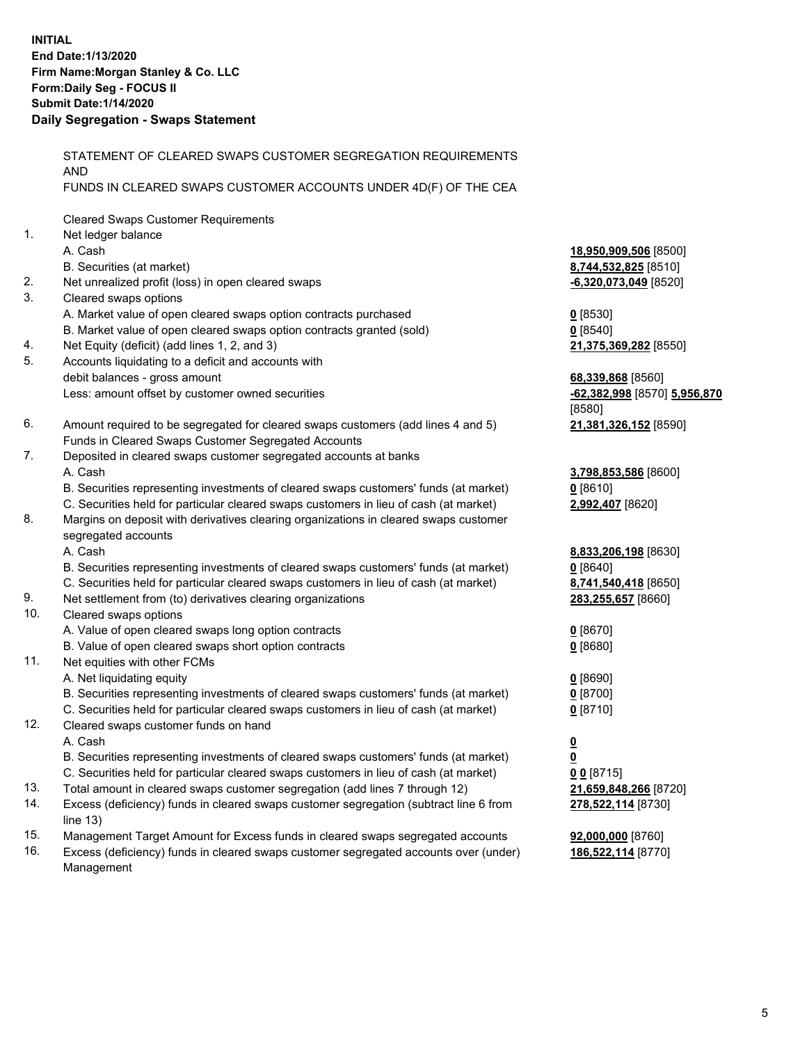**INITIAL**
**End Date:1/13/2020**
**Firm Name:Morgan Stanley & Co. LLC**
**Form:Daily Seg - FOCUS II**
**Submit Date:1/14/2020**
**Daily Segregation - Swaps Statement**

STATEMENT OF CLEARED SWAPS CUSTOMER SEGREGATION REQUIREMENTS AND FUNDS IN CLEARED SWAPS CUSTOMER ACCOUNTS UNDER 4D(F) OF THE CEA

| | | |
|---|---|---|
| | Cleared Swaps Customer Requirements | |
| 1. | Net ledger balance | |
| | A. Cash | **18,950,909,506** [8500] |
| | B. Securities (at market) | **8,744,532,825** [8510] |
| 2. | Net unrealized profit (loss) in open cleared swaps | **-6,320,073,049** [8520] |
| 3. | Cleared swaps options | |
| | A. Market value of open cleared swaps option contracts purchased | **0** [8530] |
| | B. Market value of open cleared swaps option contracts granted (sold) | **0** [8540] |
| 4. | Net Equity (deficit) (add lines 1, 2, and 3) | **21,375,369,282** [8550] |
| 5. | Accounts liquidating to a deficit and accounts with debit balances - gross amount | **68,339,868** [8560] |
| | Less: amount offset by customer owned securities | **-62,382,998** [8570] **5,956,870** [8580] |
| 6. | Amount required to be segregated for cleared swaps customers (add lines 4 and 5) | **21,381,326,152** [8590] |
| | Funds in Cleared Swaps Customer Segregated Accounts | |
| 7. | Deposited in cleared swaps customer segregated accounts at banks | |
| | A. Cash | **3,798,853,586** [8600] |
| | B. Securities representing investments of cleared swaps customers' funds (at market) | **0** [8610] |
| | C. Securities held for particular cleared swaps customers in lieu of cash (at market) | **2,992,407** [8620] |
| 8. | Margins on deposit with derivatives clearing organizations in cleared swaps customer segregated accounts | |
| | A. Cash | **8,833,206,198** [8630] |
| | B. Securities representing investments of cleared swaps customers' funds (at market) | **0** [8640] |
| | C. Securities held for particular cleared swaps customers in lieu of cash (at market) | **8,741,540,418** [8650] |
| 9. | Net settlement from (to) derivatives clearing organizations | **283,255,657** [8660] |
| 10. | Cleared swaps options | |
| | A. Value of open cleared swaps long option contracts | **0** [8670] |
| | B. Value of open cleared swaps short option contracts | **0** [8680] |
| 11. | Net equities with other FCMs | |
| | A. Net liquidating equity | **0** [8690] |
| | B. Securities representing investments of cleared swaps customers' funds (at market) | **0** [8700] |
| | C. Securities held for particular cleared swaps customers in lieu of cash (at market) | **0** [8710] |
| 12. | Cleared swaps customer funds on hand | |
| | A. Cash | **0** |
| | B. Securities representing investments of cleared swaps customers' funds (at market) | **0** |
| | C. Securities held for particular cleared swaps customers in lieu of cash (at market) | **0** **0** [8715] |
| 13. | Total amount in cleared swaps customer segregation (add lines 7 through 12) | **21,659,848,266** [8720] |
| 14. | Excess (deficiency) funds in cleared swaps customer segregation (subtract line 6 from line 13) | **278,522,114** [8730] |
| 15. | Management Target Amount for Excess funds in cleared swaps segregated accounts | **92,000,000** [8760] |
| 16. | Excess (deficiency) funds in cleared swaps customer segregated accounts over (under) Management | **186,522,114** [8770] |